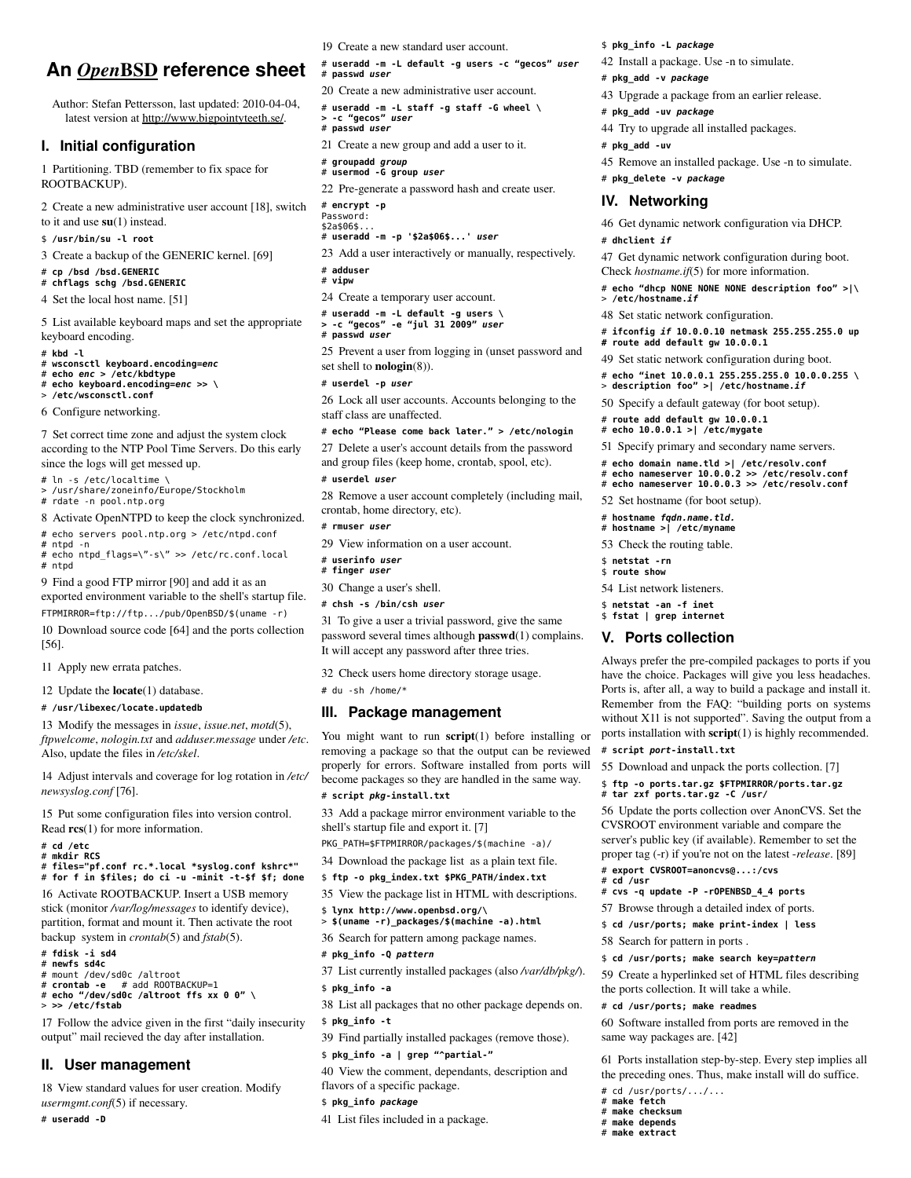# An *Open*BSD reference sheet

Author: Stefan Pettersson, last updated: 2010-04-04, latest version at http://www.bigpointyteeth.se/.

## I. Initial configuration

1 Partitioning. TBD (remember to fix space for ROOTBACKUP).

2 Create a new administrative user account [18], switch to it and use **su**(1) instead.

```
$ /usr/bin/su -l root
```

3 Create a backup of the GENERIC kernel. [69]

```
# cp /bsd /bsd.GENERIC
# chflags schg /bsd.GENERIC
```

4 Set the local host name. [51]

5 List available keyboard maps and set the appropriate keyboard encoding.

```
# kbd -l
# wsconsctl keyboard.encoding=enc
# echo enc > /etc/kbdtype
# echo keyboard.encoding=enc >> \
> /etc/wsconsctl.conf
```

6 Configure networking.

7 Set correct time zone and adjust the system clock according to the NTP Pool Time Servers. Do this early since the logs will get messed up.

```
# ln -s /etc/localtime \
> /usr/share/zoneinfo/Europe/Stockholm
# rdate -n pool.ntp.org
```

8 Activate OpenNTPD to keep the clock synchronized.

```
# echo servers pool.ntp.org > /etc/ntpd.conf
# ntpd -n
# echo ntpd_flags=\"-s\" >> /etc/rc.conf.local
# ntpd
```

9 Find a good FTP mirror [90] and add it as an exported environment variable to the shell's startup file.

```
FTPMIRROR=ftp://ftp.../pub/OpenBSD/$(uname -r)
```

10 Download source code [64] and the ports collection [56].

11 Apply new errata patches.

12 Update the **locate**(1) database.

```
# /usr/libexec/locate.updatedb
```

13 Modify the messages in *issue*, *issue.net*, *motd*(5), *ftpwelcome*, *nologin.txt* and *adduser.message* under */etc*. Also, update the files in */etc/skel*.

14 Adjust intervals and coverage for log rotation in */etc/newsyslog.conf* [76].

15 Put some configuration files into version control. Read **rcs**(1) for more information.

```
# cd /etc
# mkdir RCS
# files="pf.conf rc.*.local *syslog.conf kshrc*"
# for f in $files; do ci -u -minit -t-$f $f; done
```

16 Activate ROOTBACKUP. Insert a USB memory stick (monitor */var/log/messages* to identify device), partition, format and mount it. Then activate the root backup system in *crontab*(5) and *fstab*(5).

```
# fdisk -i sd4
# newfs sd4c
# mount /dev/sd0c /altroot
# crontab -e   # add ROOTBACKUP=1
# echo "/dev/sd0c /altroot ffs xx 0 0" \
> >> /etc/fstab
```

17 Follow the advice given in the first "daily insecurity output" mail recieved the day after installation.

## II. User management

18 View standard values for user creation. Modify *usermgmt.conf*(5) if necessary.

```
# useradd -D
```

19 Create a new standard user account.

```
# useradd -m -L default -g users -c "gecos" user
# passwd user
```

20 Create a new administrative user account.

```
# useradd -m -L staff -g staff -G wheel \
> -c "gecos" user
# passwd user
```

21 Create a new group and add a user to it.

```
# groupadd group
# usermod -G group user
```

22 Pre-generate a password hash and create user.

```
# encrypt -p
Password:
$2a$06$...
# useradd -m -p '$2a$06$...' user
```

23 Add a user interactively or manually, respectively.

```
# adduser
# vipw
```

24 Create a temporary user account.

```
# useradd -m -L default -g users \
> -c "gecos" -e "jul 31 2009" user
# passwd user
```

25 Prevent a user from logging in (unset password and set shell to **nologin**(8)).

```
# userdel -p user
```

26 Lock all user accounts. Accounts belonging to the staff class are unaffected.

```
# echo "Please come back later." > /etc/nologin
```

27 Delete a user's account details from the password and group files (keep home, crontab, spool, etc).

```
# userdel user
```

28 Remove a user account completely (including mail, crontab, home directory, etc).

```
# rmuser user
```

29 View information on a user account.

```
# userinfo user
# finger user
```

30 Change a user's shell.

```
# chsh -s /bin/csh user
```

31 To give a user a trivial password, give the same password several times although **passwd**(1) complains. It will accept any password after three tries.

32 Check users home directory storage usage.

```
# du -sh /home/*
```

## III. Package management

You might want to run **script**(1) before installing or removing a package so that the output can be reviewed properly for errors. Software installed from ports will become packages so they are handled in the same way.

```
# script pkg-install.txt
```

33 Add a package mirror environment variable to the shell's startup file and export it. [7]

```
PKG_PATH=$FTPMIRROR/packages/$(machine -a)/
```

34 Download the package list as a plain text file.

```
$ ftp -o pkg_index.txt $PKG_PATH/index.txt
```

35 View the package list in HTML with descriptions.

```
$ lynx http://www.openbsd.org/\
> $(uname -r)_packages/$(machine -a).html
```

36 Search for pattern among package names.

```
# pkg_info -Q pattern
```

37 List currently installed packages (also */var/db/pkg/*).

```
$ pkg_info -a
```

38 List all packages that no other package depends on.

```
$ pkg_info -t
```

39 Find partially installed packages (remove those).

```
$ pkg_info -a | grep "^partial-"
```

40 View the comment, dependants, description and flavors of a specific package.

```
$ pkg_info package
```

41 List files included in a package.

```
$ pkg_info -L package
```

42 Install a package. Use -n to simulate.

```
# pkg_add -v package
```

43 Upgrade a package from an earlier release.

```
# pkg_add -uv package
```

44 Try to upgrade all installed packages.

```
# pkg_add -uv
```

45 Remove an installed package. Use -n to simulate.

```
# pkg_delete -v package
```

## IV. Networking

46 Get dynamic network configuration via DHCP.

```
# dhclient if
```

47 Get dynamic network configuration during boot. Check *hostname.if*(5) for more information.

```
# echo "dhcp NONE NONE NONE description foo" >|\
> /etc/hostname.if
```

48 Set static network configuration.

```
# ifconfig if 10.0.0.10 netmask 255.255.255.0 up
# route add default gw 10.0.0.1
```

49 Set static network configuration during boot.

```
# echo "inet 10.0.0.1 255.255.255.0 10.0.0.255 \
> description foo" >| /etc/hostname.if
```

50 Specify a default gateway (for boot setup).

```
# route add default gw 10.0.0.1
# echo 10.0.0.1 >| /etc/mygate
```

51 Specify primary and secondary name servers.

```
# echo domain name.tld >| /etc/resolv.conf
# echo nameserver 10.0.0.2 >> /etc/resolv.conf
# echo nameserver 10.0.0.3 >> /etc/resolv.conf
```

52 Set hostname (for boot setup).

```
# hostname fqdn.name.tld.
# hostname >| /etc/myname
```

53 Check the routing table.

```
$ netstat -rn
$ route show
```

54 List network listeners.

```
$ netstat -an -f inet
$ fstat | grep internet
```

## V. Ports collection

Always prefer the pre-compiled packages to ports if you have the choice. Packages will give you less headaches. Ports is, after all, a way to build a package and install it. Remember from the FAQ: "building ports on systems without X11 is not supported". Saving the output from a ports installation with **script**(1) is highly recommended.

```
# script port-install.txt
```

55 Download and unpack the ports collection. [7]

```
$ ftp -o ports.tar.gz $FTPMIRROR/ports.tar.gz
# tar zxf ports.tar.gz -C /usr/
```

56 Update the ports collection over AnonCVS. Set the CVSROOT environment variable and compare the server's public key (if available). Remember to set the proper tag (-r) if you're not on the latest *-release*. [89]

```
# export CVSROOT=anoncvs@...:/cvs
# cd /usr
# cvs -q update -P -rOPENBSD_4_4 ports
```

57 Browse through a detailed index of ports.

```
$ cd /usr/ports; make print-index | less
```

58 Search for pattern in ports .

```
$ cd /usr/ports; make search key=pattern
```

59 Create a hyperlinked set of HTML files describing the ports collection. It will take a while.

```
# cd /usr/ports; make readmes
```

60 Software installed from ports are removed in the same way packages are. [42]

61 Ports installation step-by-step. Every step implies all the preceding ones. Thus, make install will do suffice.

```
# cd /usr/ports/.../...
# make fetch
# make checksum
# make depends
# make extract
```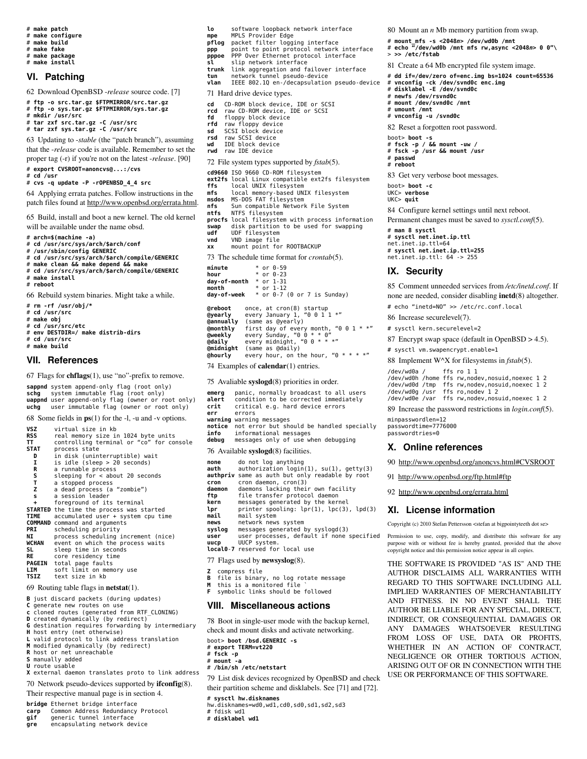```
# make patch
# make configure
# make build
# make fake
# make package
# make install
```

## VI. Patching

62 Download OpenBSD *-release* source code. [7]

```
# ftp -o src.tar.gz $FTPMIRROR/src.tar.gz
# ftp -o sys.tar.gz $FTPMIRROR/sys.tar.gz
# mkdir /usr/src
# tar zxf src.tar.gz -C /usr/src
# tar zxf sys.tar.gz -C /usr/src
```

63 Updating to *-stable* (the "patch branch"), assuming that the *-release* code is available. Remember to set the proper tag (-r) if you're not on the latest *-release*. [90]

```
# export CVSROOT=anoncvs@...:/cvs
# cd /usr
# cvs -q update -P -rOPENBSD_4_4 src
```

64 Applying errata patches. Follow instructions in the patch files found at http://www.openbsd.org/errata.html.

65 Build, install and boot a new kernel. The old kernel will be available under the name obsd.

```
# arch=$(machine -a)
# cd /usr/src/sys/arch/$arch/conf
# /usr/sbin/config GENERIC
# cd /usr/src/sys/arch/$arch/compile/GENERIC
# make clean && make depend && make
# cd /usr/src/sys/arch/$arch/compile/GENERIC
# make install
# reboot
```

66 Rebuild system binaries. Might take a while.

```
# rm -rf /usr/obj/*
# cd /usr/src
# make obj
# cd /usr/src/etc
# env DESTDIR=/ make distrib-dirs
# cd /usr/src
# make build
```

## VII. References

67 Flags for **chflags**(1), use "no"-prefix to remove.

```
sappnd system append-only flag (root only)
schg   system immutable flag (root only)
uappnd user append-only flag (owner or root only)
uchg   user immutable flag (owner or root only)
```

68 Some fields in **ps**(1) for the -l, -u and -v options.

```
VSZ      virtual size in kb
RSS      real memory size in 1024 byte units
TT       controlling terminal or "co" for console
STAT     process state
  D      in disk (uninterruptible) wait
  I      is idle (sleep > 20 seconds)
  R      a runnable process
  S      sleeping for < about 20 seconds
  T      a stopped process
  Z      a dead process (a "zombie")
  s      a session leader
  +      foreground of its terminal
STARTED the time the process was started
TIME     accumulated user + system cpu time
COMMAND command and arguments
PRI      scheduling priority
NI       process scheduling increment (nice)
WCHAN    event on which the process waits
SL       sleep time in seconds
RE       core residency time
PAGEIN   total page faults
LIM      soft limit on memory use
TSIZ     text size in kb
```

69 Routing table flags in **netstat**(1).

```
B just discard packets (during updates)
C generate new routes on use
c cloned routes (generated from RTF_CLONING)
D created dynamically (by redirect)
G destination requires forwarding by intermediary
H host entry (net otherwise)
L valid protocol to link address translation
M modified dynamically (by redirect)
R host or net unreachable
S manually added
U route usable
X external daemon translates proto to link address
```

70 Network pseudo-devices supported by **ifconfig**(8). Their respective manual page is in section 4.

```
bridge Ethernet bridge interface
carp   Common Address Redundancy Protocol
gif    generic tunnel interface
gre    encapsulating network device
lo     software loopback network interface
mpe    MPLS Provider Edge
pflog  packet filter logging interface
ppp    point to point protocol network interface
pppoe  PPP Over Ethernet protocol interface
sl     slip network interface
trunk  link aggregation and failover interface
tun    network tunnel pseudo-device
vlan   IEEE 802.1Q en-/decapsulation pseudo-device
```

71 Hard drive device types.

```
cd   CD-ROM block device, IDE or SCSI
rcd  raw CD-ROM device, IDE or SCSI
fd   floppy block device
rfd  raw floppy device
sd   SCSI block device
rsd  raw SCSI device
wd   IDE block device
rwd  raw IDE device
```

72 File system types supported by *fstab*(5).

```
cd9660 ISO 9660 CD-ROM filesystem
ext2fs local Linux compatible ext2fs filesystem
ffs    local UNIX filesystem
mfs    local memory-based UNIX filesystem
msdos  MS-DOS FAT filesystem
nfs    Sun compatible Network File System
ntfs   NTFS filesystem
procfs local filesystem with process information
swap   disk partition to be used for swapping
udf    UDF filesystem
vnd    VND image file
xx     mount point for ROOTBACKUP
```

73 The schedule time format for *crontab*(5).

```
minute        * or 0-59
hour          * or 0-23
day-of-month  * or 1-31
month         * or 1-12
day-of-week   * or 0-7 (0 or 7 is Sunday)

@reboot    once, at cron(8) startup
@yearly    every January 1, "0 0 1 1 *"
@annually  (same as @yearly)
@monthly   first day of every month, "0 0 1 * *"
@weekly    every Sunday, "0 0 * * 0"
@daily     every midnight, "0 0 * * *"
@midnight  (same as @daily)
@hourly    every hour, on the hour, "0 * * * *"
```

74 Examples of **calendar**(1) entries.

75 Avaliable **syslogd**(8) priorities in order.

```
emerg   panic, normally broadcast to all users
alert   condition to be corrected immediately
crit    critical e.g. hard device errors
err     errors
warning warning messages
notice  not error but should be handled specially
info    informational messages
debug   messages only of use when debugging
```

76 Available **syslogd**(8) facilities.

```
none     do not log anything
auth     authorization login(1), su(1), getty(3)
authpriv same as auth but only readable by root
cron     cron daemon, cron(3)
daemon   daemons lacking their own facility
ftp      file transfer protocol daemon
kern     messages generated by the kernel
lpr      printer spooling: lpr(1), lpc(3), lpd(3)
mail     mail system
news     network news system
syslog   messages generated by syslogd(3)
user     user processes, default if none specified
uucp     UUCP system.
local0-7 reserved for local use
```

77 Flags used by **newsyslog**(8).

```
Z  compress file
B  file is binary, no log rotate message
M  this is a monitored file `
F  symbolic links should be followed
```

## VIII. Miscellaneous actions

78 Boot in single-user mode with the backup kernel, check and mount disks and activate networking.

```
boot> boot /bsd.GENERIC -s
# export TERM=vt220
# fsck -p
# mount -a
# /bin/sh /etc/netstart
```

79 List disk devices recognized by OpenBSD and check their partition scheme and disklabels. See [71] and [72].

```
# sysctl hw.disknames
hw.disknames=wd0,wd1,cd0,sd0,sd1,sd2,sd3
# fdisk wd1
# disklabel wd1
```

80 Mount an *n* Mb memory partition from swap.

```
# mount_mfs -s <2048n> /dev/wd0b /mnt
# echo "/dev/wd0b /mnt mfs rw,async <2048n> 0 0"\
> >> /etc/fstab
```

81 Create a 64 Mb encrypted file system image.

```
# dd if=/dev/zero of=enc.img bs=1024 count=65536
# vnconfig -ck /dev/svnd0c enc.img
# disklabel -E /dev/svnd0c
# newfs /dev/rsvnd0c
# mount /dev/svnd0c /mnt
# umount /mnt
# vnconfig -u /svnd0c
```

82 Reset a forgotten root password.

```
boot> boot -s
# fsck -p / && mount -uw /
# fsck -p /usr && mount /usr
# passwd
# reboot
```

83 Get very verbose boot messages.

```
boot> boot -c
UKC> verbose
UKC> quit
```

84 Configure kernel settings until next reboot. Permanent changes must be saved to *sysctl.conf*(5).

```
# man 8 sysctl
# sysctl net.inet.ip.ttl
net.inet.ip.ttl=64
# sysctl net.inet.ip.ttl=255
net.inet.ip.ttl: 64 -> 255
```

## IX. Security

85 Comment unneeded services from */etc/inetd.conf*. If none are needed, consider disabling **inetd**(8) altogether.

```
# echo "inetd=NO" >> /etc/rc.conf.local
```

86 Increase securelevel(7).

```
# sysctl kern.securelevel=2
```

87 Encrypt swap space (default in OpenBSD > 4.5).

```
# sysctl vm.swapencrypt.enable=1
```

88 Implement W^X for filesystems in *fstab*(5).

```
/dev/wd0a /     ffs ro 1 1
/dev/wd0h /home ffs rw,nodev,nosuid,noexec 1 2
/dev/wd0d /tmp  ffs rw,nodev,nosuid,noexec 1 2
/dev/wd0g /usr  ffs ro,nodev 1 2
/dev/wd0e /var  ffs rw,nodev,nosuid,noexec 1 2
```

89 Increase the password restrictions in *login.conf*(5).

```
minpasswordlen=12
passwordtime=7776000
passwordtries=0
```

## X. Online references

90 http://www.openbsd.org/anoncvs.html#CVSROOT

91 http://www.openbsd.org/ftp.html#ftp

92 http://www.openbsd.org/errata.html

## XI. License information

Copyright (c) 2010 Stefan Pettersson <stefan at bigpointyteeth dot se>

Permission to use, copy, modify, and distribute this software for any purpose with or without fee is hereby granted, provided that the above copyright notice and this permission notice appear in all copies.

THE SOFTWARE IS PROVIDED "AS IS" AND THE AUTHOR DISCLAIMS ALL WARRANTIES WITH REGARD TO THIS SOFTWARE INCLUDING ALL IMPLIED WARRANTIES OF MERCHANTABILITY AND FITNESS. IN NO EVENT SHALL THE AUTHOR BE LIABLE FOR ANY SPECIAL, DIRECT, INDIRECT, OR CONSEQUENTIAL DAMAGES OR ANY DAMAGES WHATSOEVER RESULTING FROM LOSS OF USE, DATA OR PROFITS, WHETHER IN AN ACTION OF CONTRACT, NEGLIGENCE OR OTHER TORTIOUS ACTION, ARISING OUT OF OR IN CONNECTION WITH THE USE OR PERFORMANCE OF THIS SOFTWARE.